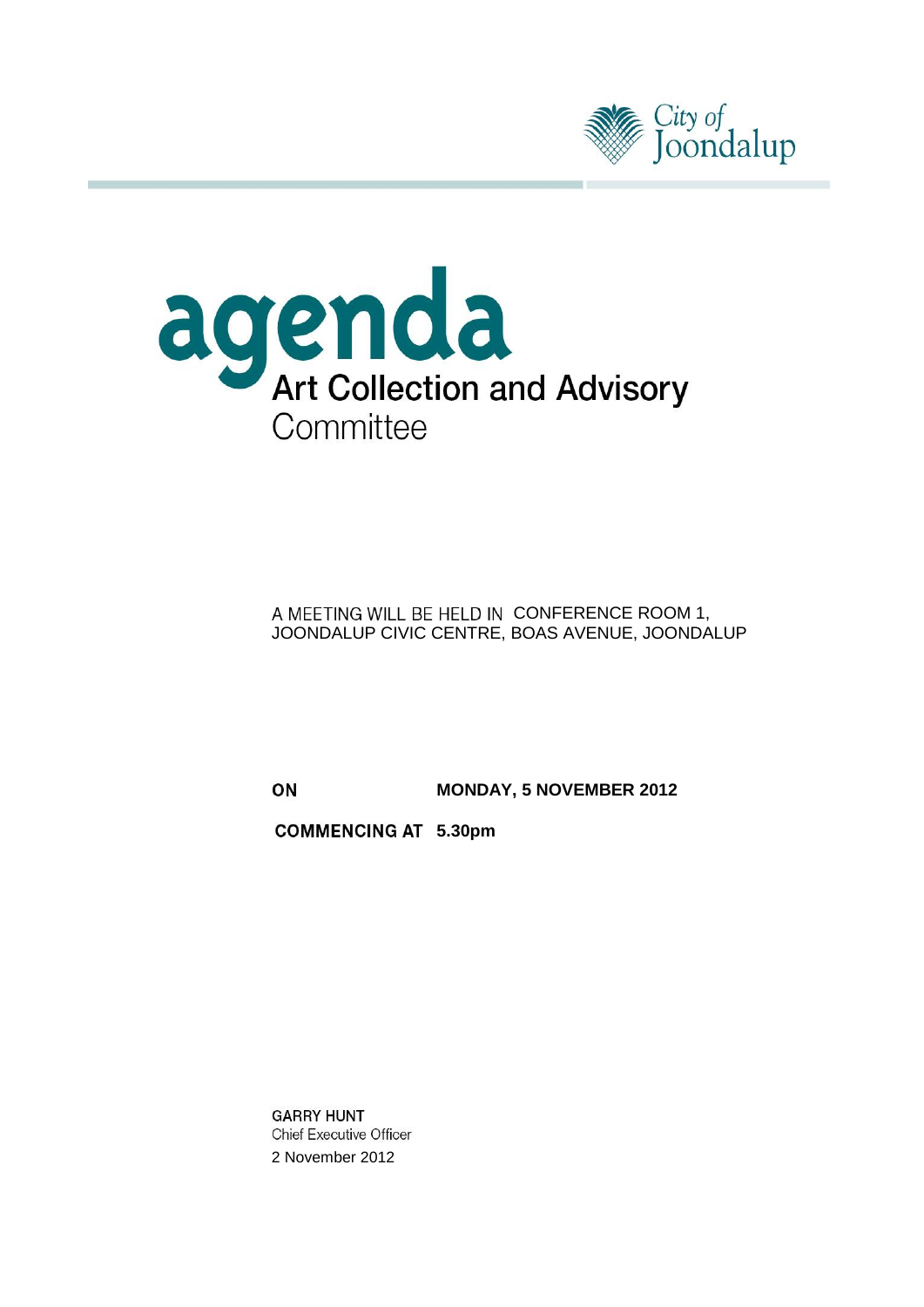City of Joondalup

# agenda

## Art Collection and Advisory Committee

A MEETING WILL BE HELD IN CONFERENCE ROOM 1, JOONDALUP CIVIC CENTRE, BOAS AVENUE, JOONDALUP

**ON** **MONDAY, 5 NOVEMBER 2012**

**COMMENCING AT** **5.30pm**

**GARRY HUNT**
Chief Executive Officer
2 November 2012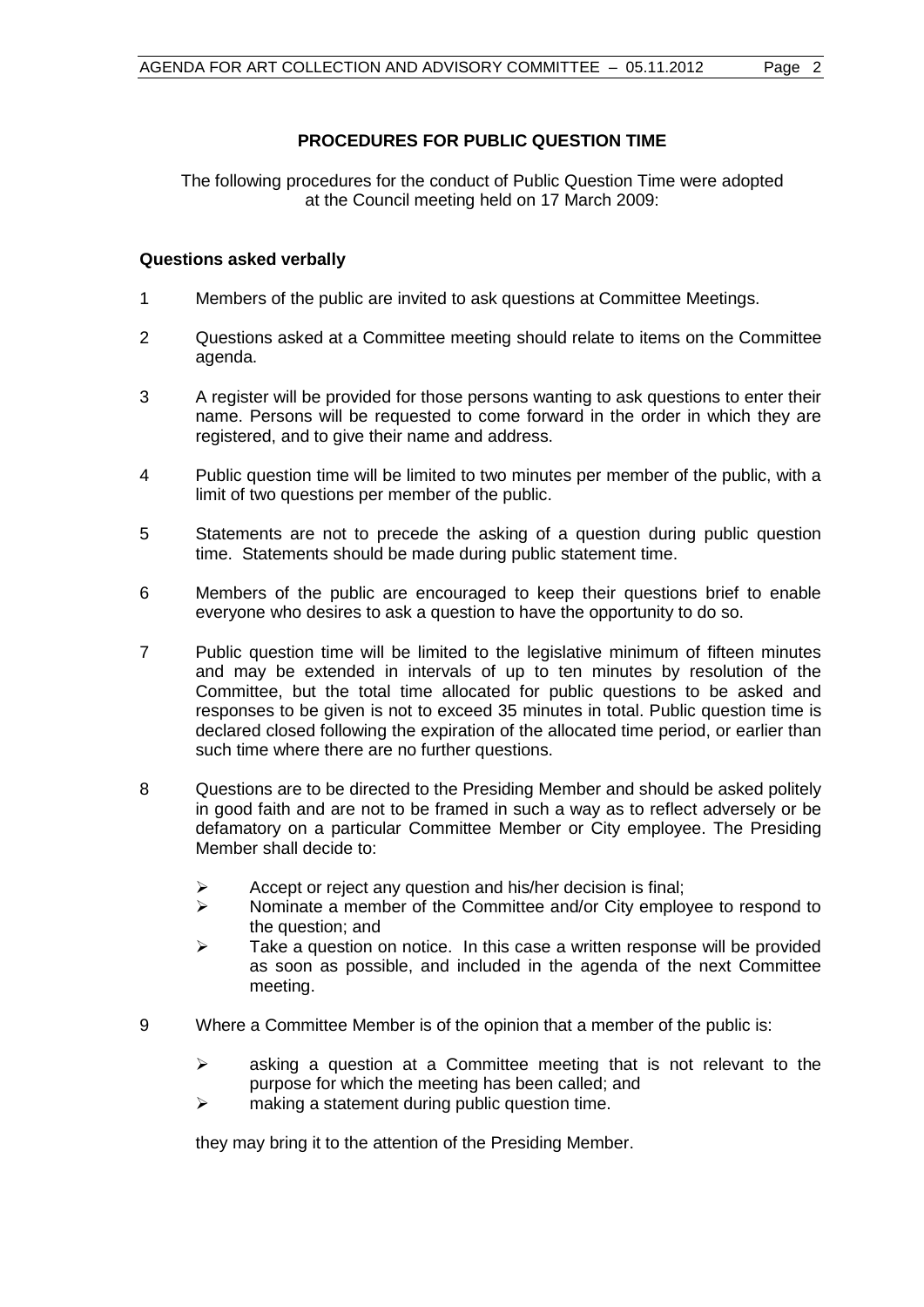## PROCEDURES FOR PUBLIC QUESTION TIME

The following procedures for the conduct of Public Question Time were adopted at the Council meeting held on 17 March 2009:

### Questions asked verbally

1. Members of the public are invited to ask questions at Committee Meetings.

2. Questions asked at a Committee meeting should relate to items on the Committee agenda.

3. A register will be provided for those persons wanting to ask questions to enter their name. Persons will be requested to come forward in the order in which they are registered, and to give their name and address.

4. Public question time will be limited to two minutes per member of the public, with a limit of two questions per member of the public.

5. Statements are not to precede the asking of a question during public question time. Statements should be made during public statement time.

6. Members of the public are encouraged to keep their questions brief to enable everyone who desires to ask a question to have the opportunity to do so.

7. Public question time will be limited to the legislative minimum of fifteen minutes and may be extended in intervals of up to ten minutes by resolution of the Committee, but the total time allocated for public questions to be asked and responses to be given is not to exceed 35 minutes in total. Public question time is declared closed following the expiration of the allocated time period, or earlier than such time where there are no further questions.

8. Questions are to be directed to the Presiding Member and should be asked politely in good faith and are not to be framed in such a way as to reflect adversely or be defamatory on a particular Committee Member or City employee. The Presiding Member shall decide to:

   - Accept or reject any question and his/her decision is final;
   - Nominate a member of the Committee and/or City employee to respond to the question; and
   - Take a question on notice. In this case a written response will be provided as soon as possible, and included in the agenda of the next Committee meeting.

9. Where a Committee Member is of the opinion that a member of the public is:

   - asking a question at a Committee meeting that is not relevant to the purpose for which the meeting has been called; and
   - making a statement during public question time.

   they may bring it to the attention of the Presiding Member.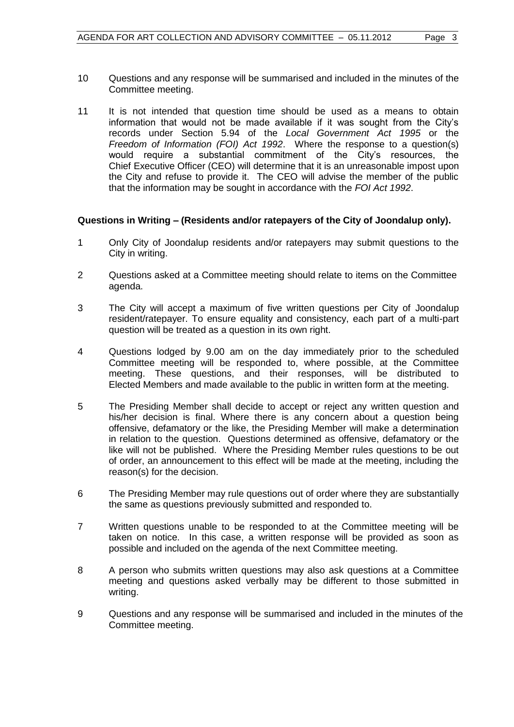10 Questions and any response will be summarised and included in the minutes of the Committee meeting.

11 It is not intended that question time should be used as a means to obtain information that would not be made available if it was sought from the City's records under Section 5.94 of the *Local Government Act 1995* or the *Freedom of Information (FOI) Act 1992*. Where the response to a question(s) would require a substantial commitment of the City's resources, the Chief Executive Officer (CEO) will determine that it is an unreasonable impost upon the City and refuse to provide it. The CEO will advise the member of the public that the information may be sought in accordance with the *FOI Act 1992*.

**Questions in Writing – (Residents and/or ratepayers of the City of Joondalup only).**

1 Only City of Joondalup residents and/or ratepayers may submit questions to the City in writing.

2 Questions asked at a Committee meeting should relate to items on the Committee agenda.

3 The City will accept a maximum of five written questions per City of Joondalup resident/ratepayer. To ensure equality and consistency, each part of a multi-part question will be treated as a question in its own right.

4 Questions lodged by 9.00 am on the day immediately prior to the scheduled Committee meeting will be responded to, where possible, at the Committee meeting. These questions, and their responses, will be distributed to Elected Members and made available to the public in written form at the meeting.

5 The Presiding Member shall decide to accept or reject any written question and his/her decision is final. Where there is any concern about a question being offensive, defamatory or the like, the Presiding Member will make a determination in relation to the question. Questions determined as offensive, defamatory or the like will not be published. Where the Presiding Member rules questions to be out of order, an announcement to this effect will be made at the meeting, including the reason(s) for the decision.

6 The Presiding Member may rule questions out of order where they are substantially the same as questions previously submitted and responded to.

7 Written questions unable to be responded to at the Committee meeting will be taken on notice. In this case, a written response will be provided as soon as possible and included on the agenda of the next Committee meeting.

8 A person who submits written questions may also ask questions at a Committee meeting and questions asked verbally may be different to those submitted in writing.

9 Questions and any response will be summarised and included in the minutes of the Committee meeting.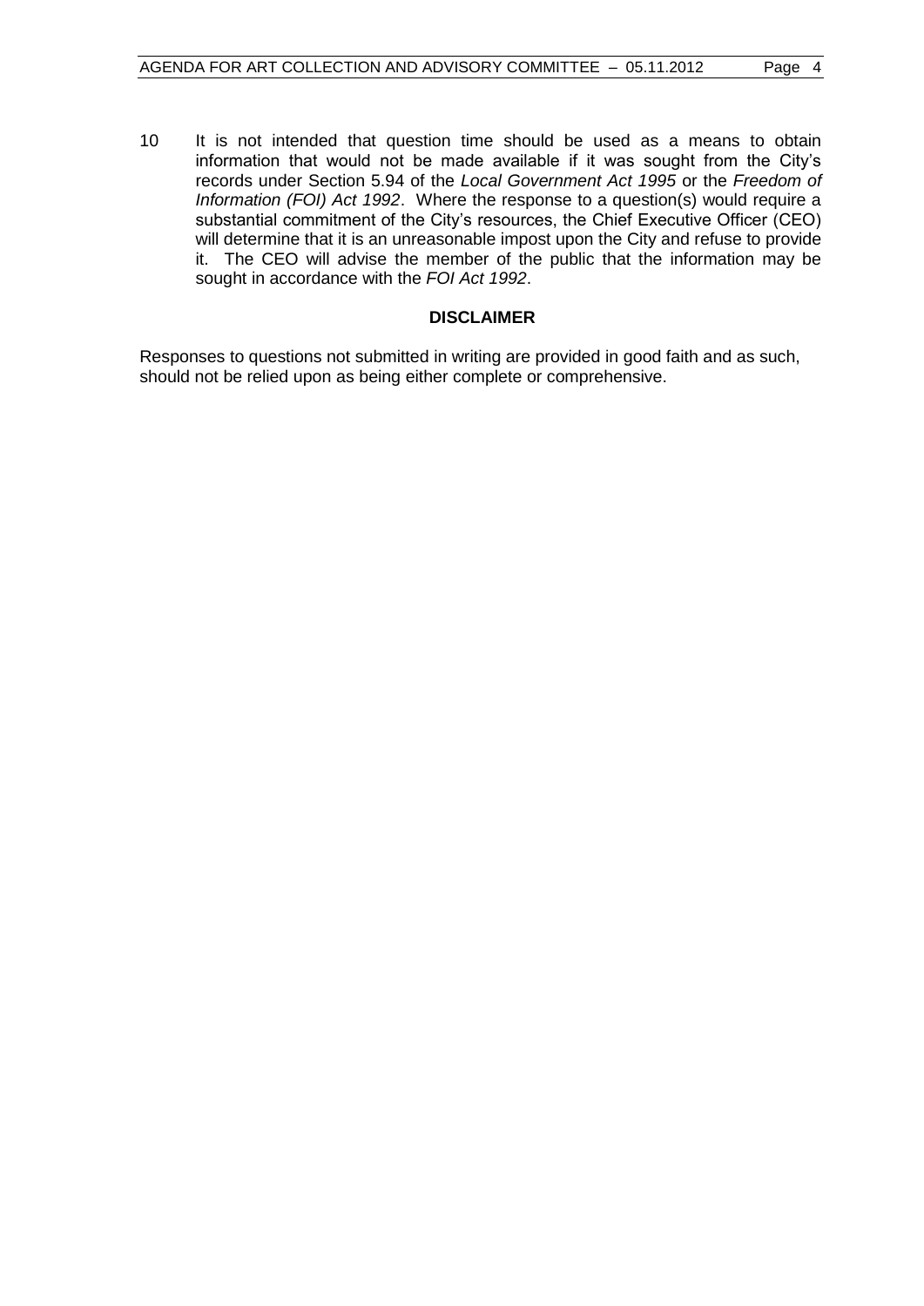10 It is not intended that question time should be used as a means to obtain information that would not be made available if it was sought from the City's records under Section 5.94 of the *Local Government Act 1995* or the *Freedom of Information (FOI) Act 1992*. Where the response to a question(s) would require a substantial commitment of the City's resources, the Chief Executive Officer (CEO) will determine that it is an unreasonable impost upon the City and refuse to provide it. The CEO will advise the member of the public that the information may be sought in accordance with the *FOI Act 1992*.

## DISCLAIMER

Responses to questions not submitted in writing are provided in good faith and as such, should not be relied upon as being either complete or comprehensive.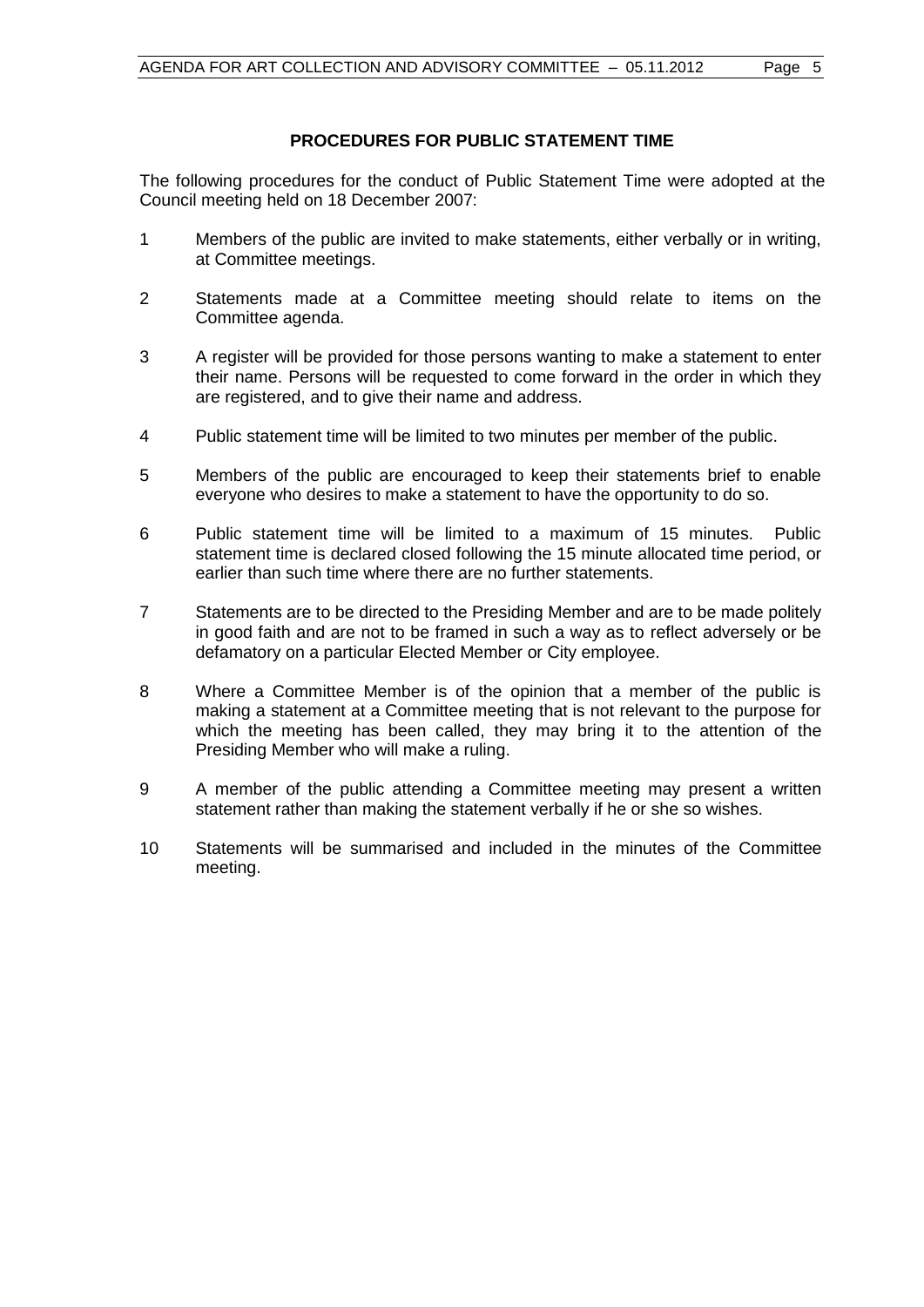## PROCEDURES FOR PUBLIC STATEMENT TIME

The following procedures for the conduct of Public Statement Time were adopted at the Council meeting held on 18 December 2007:

1. Members of the public are invited to make statements, either verbally or in writing, at Committee meetings.
2. Statements made at a Committee meeting should relate to items on the Committee agenda.
3. A register will be provided for those persons wanting to make a statement to enter their name. Persons will be requested to come forward in the order in which they are registered, and to give their name and address.
4. Public statement time will be limited to two minutes per member of the public.
5. Members of the public are encouraged to keep their statements brief to enable everyone who desires to make a statement to have the opportunity to do so.
6. Public statement time will be limited to a maximum of 15 minutes. Public statement time is declared closed following the 15 minute allocated time period, or earlier than such time where there are no further statements.
7. Statements are to be directed to the Presiding Member and are to be made politely in good faith and are not to be framed in such a way as to reflect adversely or be defamatory on a particular Elected Member or City employee.
8. Where a Committee Member is of the opinion that a member of the public is making a statement at a Committee meeting that is not relevant to the purpose for which the meeting has been called, they may bring it to the attention of the Presiding Member who will make a ruling.
9. A member of the public attending a Committee meeting may present a written statement rather than making the statement verbally if he or she so wishes.
10. Statements will be summarised and included in the minutes of the Committee meeting.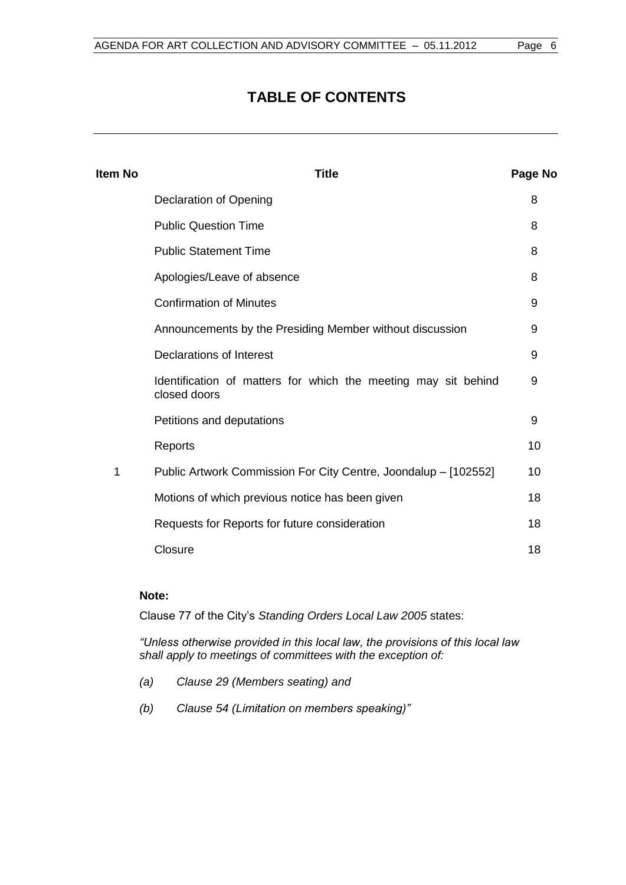# TABLE OF CONTENTS

| Item No | Title | Page No |
|---|---|---|
| | Declaration of Opening | 8 |
| | Public Question Time | 8 |
| | Public Statement Time | 8 |
| | Apologies/Leave of absence | 8 |
| | Confirmation of Minutes | 9 |
| | Announcements by the Presiding Member without discussion | 9 |
| | Declarations of Interest | 9 |
| | Identification of matters for which the meeting may sit behind closed doors | 9 |
| | Petitions and deputations | 9 |
| | Reports | 10 |
| 1 | Public Artwork Commission For City Centre, Joondalup – [102552] | 10 |
| | Motions of which previous notice has been given | 18 |
| | Requests for Reports for future consideration | 18 |
| | Closure | 18 |

**Note:**

Clause 77 of the City's *Standing Orders Local Law 2005* states:

*"Unless otherwise provided in this local law, the provisions of this local law shall apply to meetings of committees with the exception of:*

*(a) Clause 29 (Members seating) and*

*(b) Clause 54 (Limitation on members speaking)"*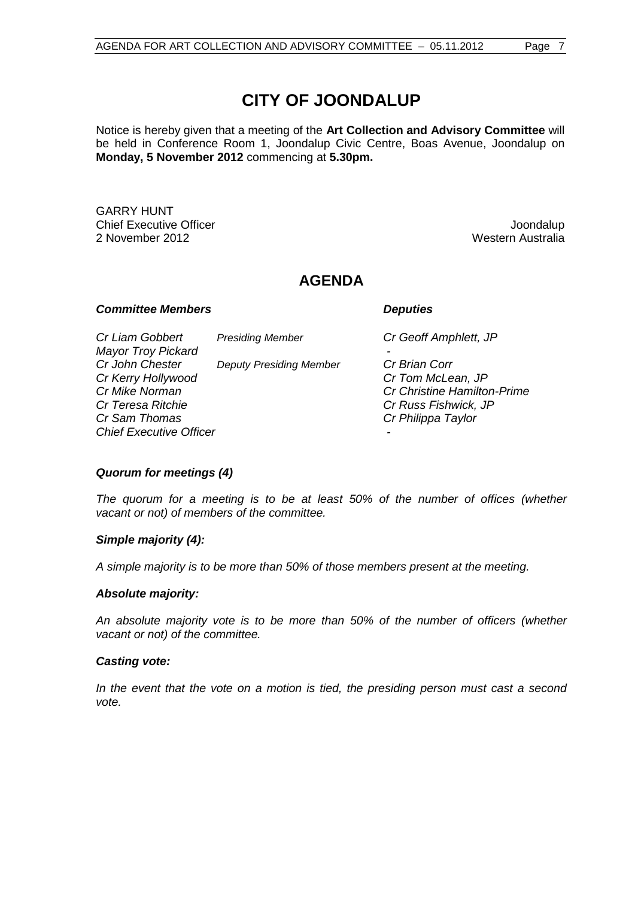# CITY OF JOONDALUP

Notice is hereby given that a meeting of the **Art Collection and Advisory Committee** will be held in Conference Room 1, Joondalup Civic Centre, Boas Avenue, Joondalup on **Monday, 5 November 2012** commencing at **5.30pm.**

GARRY HUNT
Chief Executive Officer
2 November 2012

Joondalup
Western Australia

## AGENDA

| ***Committee Members*** | | ***Deputies*** |
| --- | --- | --- |
| *Cr Liam Gobbert* | *Presiding Member* | *Cr Geoff Amphlett, JP* |
| *Mayor Troy Pickard* | | - |
| *Cr John Chester* | *Deputy Presiding Member* | *Cr Brian Corr* |
| *Cr Kerry Hollywood* | | *Cr Tom McLean, JP* |
| *Cr Mike Norman* | | *Cr Christine Hamilton-Prime* |
| *Cr Teresa Ritchie* | | *Cr Russ Fishwick, JP* |
| *Cr Sam Thomas* | | *Cr Philippa Taylor* |
| *Chief Executive Officer* | | - |

### *Quorum for meetings (4)*

*The quorum for a meeting is to be at least 50% of the number of offices (whether vacant or not) of members of the committee.*

### *Simple majority (4):*

*A simple majority is to be more than 50% of those members present at the meeting.*

### *Absolute majority:*

*An absolute majority vote is to be more than 50% of the number of officers (whether vacant or not) of the committee.*

### *Casting vote:*

*In the event that the vote on a motion is tied, the presiding person must cast a second vote.*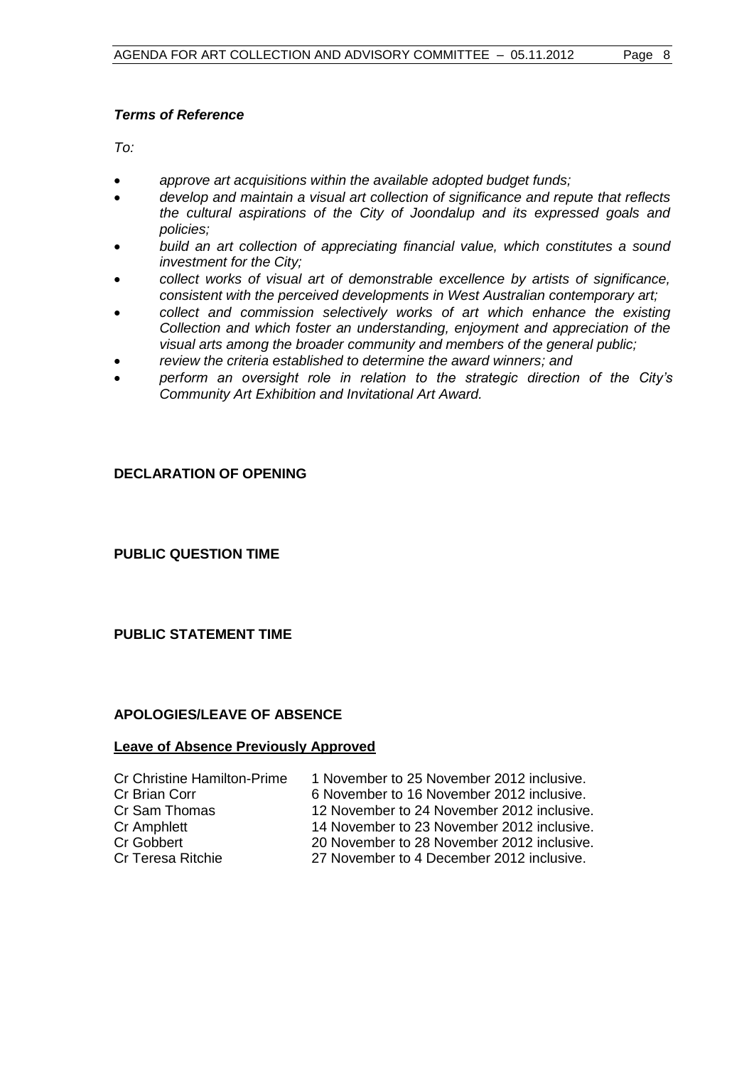***Terms of Reference***

*To:*

- *approve art acquisitions within the available adopted budget funds;*
- *develop and maintain a visual art collection of significance and repute that reflects the cultural aspirations of the City of Joondalup and its expressed goals and policies;*
- *build an art collection of appreciating financial value, which constitutes a sound investment for the City;*
- *collect works of visual art of demonstrable excellence by artists of significance, consistent with the perceived developments in West Australian contemporary art;*
- *collect and commission selectively works of art which enhance the existing Collection and which foster an understanding, enjoyment and appreciation of the visual arts among the broader community and members of the general public;*
- *review the criteria established to determine the award winners; and*
- *perform an oversight role in relation to the strategic direction of the City's Community Art Exhibition and Invitational Art Award.*

**DECLARATION OF OPENING**

**PUBLIC QUESTION TIME**

**PUBLIC STATEMENT TIME**

**APOLOGIES/LEAVE OF ABSENCE**

**Leave of Absence Previously Approved**

| | |
|---|---|
| Cr Christine Hamilton-Prime | 1 November to 25 November 2012 inclusive. |
| Cr Brian Corr | 6 November to 16 November 2012 inclusive. |
| Cr Sam Thomas | 12 November to 24 November 2012 inclusive. |
| Cr Amphlett | 14 November to 23 November 2012 inclusive. |
| Cr Gobbert | 20 November to 28 November 2012 inclusive. |
| Cr Teresa Ritchie | 27 November to 4 December 2012 inclusive. |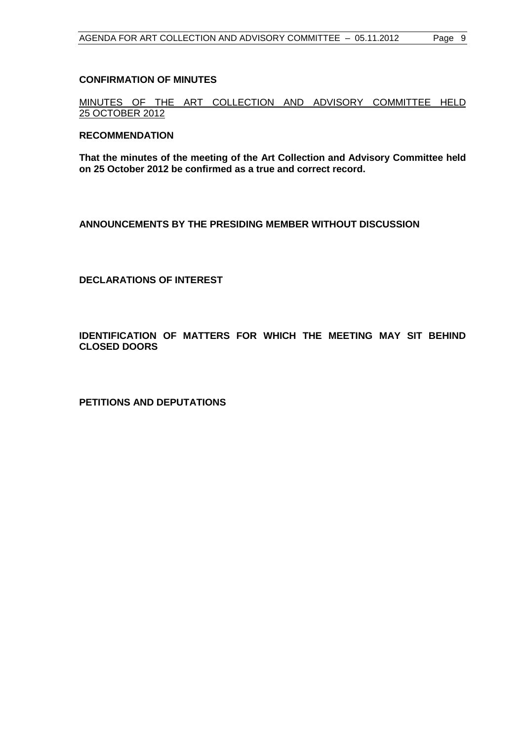**CONFIRMATION OF MINUTES**

MINUTES OF THE ART COLLECTION AND ADVISORY COMMITTEE HELD 25 OCTOBER 2012

**RECOMMENDATION**

**That the minutes of the meeting of the Art Collection and Advisory Committee held on 25 October 2012 be confirmed as a true and correct record.**

**ANNOUNCEMENTS BY THE PRESIDING MEMBER WITHOUT DISCUSSION**

**DECLARATIONS OF INTEREST**

**IDENTIFICATION OF MATTERS FOR WHICH THE MEETING MAY SIT BEHIND CLOSED DOORS**

**PETITIONS AND DEPUTATIONS**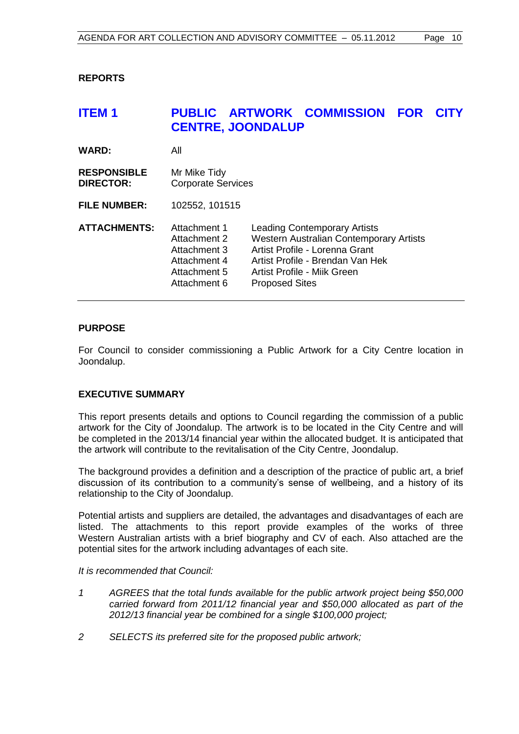## REPORTS

# ITEM 1 PUBLIC ARTWORK COMMISSION FOR CITY CENTRE, JOONDALUP

| | | |
|---|---|---|
| **WARD:** | All | |
| **RESPONSIBLE DIRECTOR:** | Mr Mike Tidy<br>Corporate Services | |
| **FILE NUMBER:** | 102552, 101515 | |
| **ATTACHMENTS:** | Attachment 1 | Leading Contemporary Artists |
| | Attachment 2 | Western Australian Contemporary Artists |
| | Attachment 3 | Artist Profile - Lorenna Grant |
| | Attachment 4 | Artist Profile - Brendan Van Hek |
| | Attachment 5 | Artist Profile - Miik Green |
| | Attachment 6 | Proposed Sites |

### PURPOSE

For Council to consider commissioning a Public Artwork for a City Centre location in Joondalup.

### EXECUTIVE SUMMARY

This report presents details and options to Council regarding the commission of a public artwork for the City of Joondalup. The artwork is to be located in the City Centre and will be completed in the 2013/14 financial year within the allocated budget. It is anticipated that the artwork will contribute to the revitalisation of the City Centre, Joondalup.

The background provides a definition and a description of the practice of public art, a brief discussion of its contribution to a community's sense of wellbeing, and a history of its relationship to the City of Joondalup.

Potential artists and suppliers are detailed, the advantages and disadvantages of each are listed. The attachments to this report provide examples of the works of three Western Australian artists with a brief biography and CV of each. Also attached are the potential sites for the artwork including advantages of each site.

*It is recommended that Council:*

1. *AGREES that the total funds available for the public artwork project being $50,000 carried forward from 2011/12 financial year and $50,000 allocated as part of the 2012/13 financial year be combined for a single $100,000 project;*

2. *SELECTS its preferred site for the proposed public artwork;*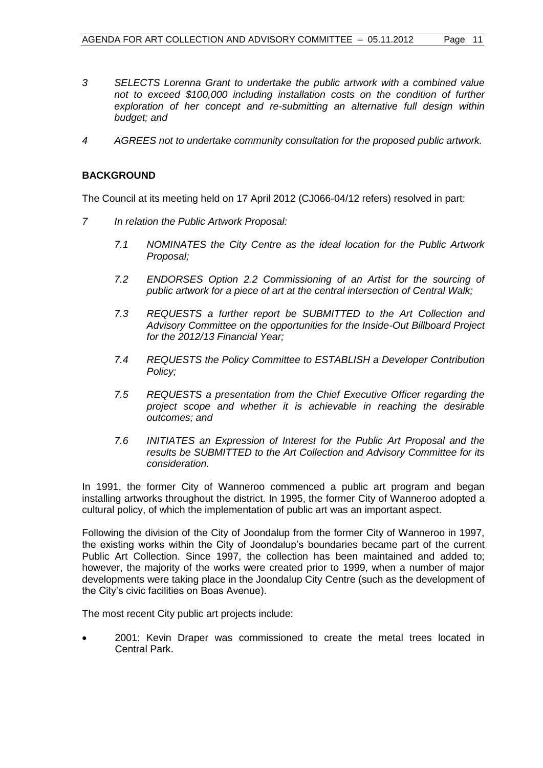*3 SELECTS Lorenna Grant to undertake the public artwork with a combined value not to exceed $100,000 including installation costs on the condition of further exploration of her concept and re-submitting an alternative full design within budget; and*

*4 AGREES not to undertake community consultation for the proposed public artwork.*

## BACKGROUND

The Council at its meeting held on 17 April 2012 (CJ066-04/12 refers) resolved in part:

*7 In relation the Public Artwork Proposal:*

*7.1 NOMINATES the City Centre as the ideal location for the Public Artwork Proposal;*

*7.2 ENDORSES Option 2.2 Commissioning of an Artist for the sourcing of public artwork for a piece of art at the central intersection of Central Walk;*

*7.3 REQUESTS a further report be SUBMITTED to the Art Collection and Advisory Committee on the opportunities for the Inside-Out Billboard Project for the 2012/13 Financial Year;*

*7.4 REQUESTS the Policy Committee to ESTABLISH a Developer Contribution Policy;*

*7.5 REQUESTS a presentation from the Chief Executive Officer regarding the project scope and whether it is achievable in reaching the desirable outcomes; and*

*7.6 INITIATES an Expression of Interest for the Public Art Proposal and the results be SUBMITTED to the Art Collection and Advisory Committee for its consideration.*

In 1991, the former City of Wanneroo commenced a public art program and began installing artworks throughout the district. In 1995, the former City of Wanneroo adopted a cultural policy, of which the implementation of public art was an important aspect.

Following the division of the City of Joondalup from the former City of Wanneroo in 1997, the existing works within the City of Joondalup's boundaries became part of the current Public Art Collection. Since 1997, the collection has been maintained and added to; however, the majority of the works were created prior to 1999, when a number of major developments were taking place in the Joondalup City Centre (such as the development of the City's civic facilities on Boas Avenue).

The most recent City public art projects include:

- 2001: Kevin Draper was commissioned to create the metal trees located in Central Park.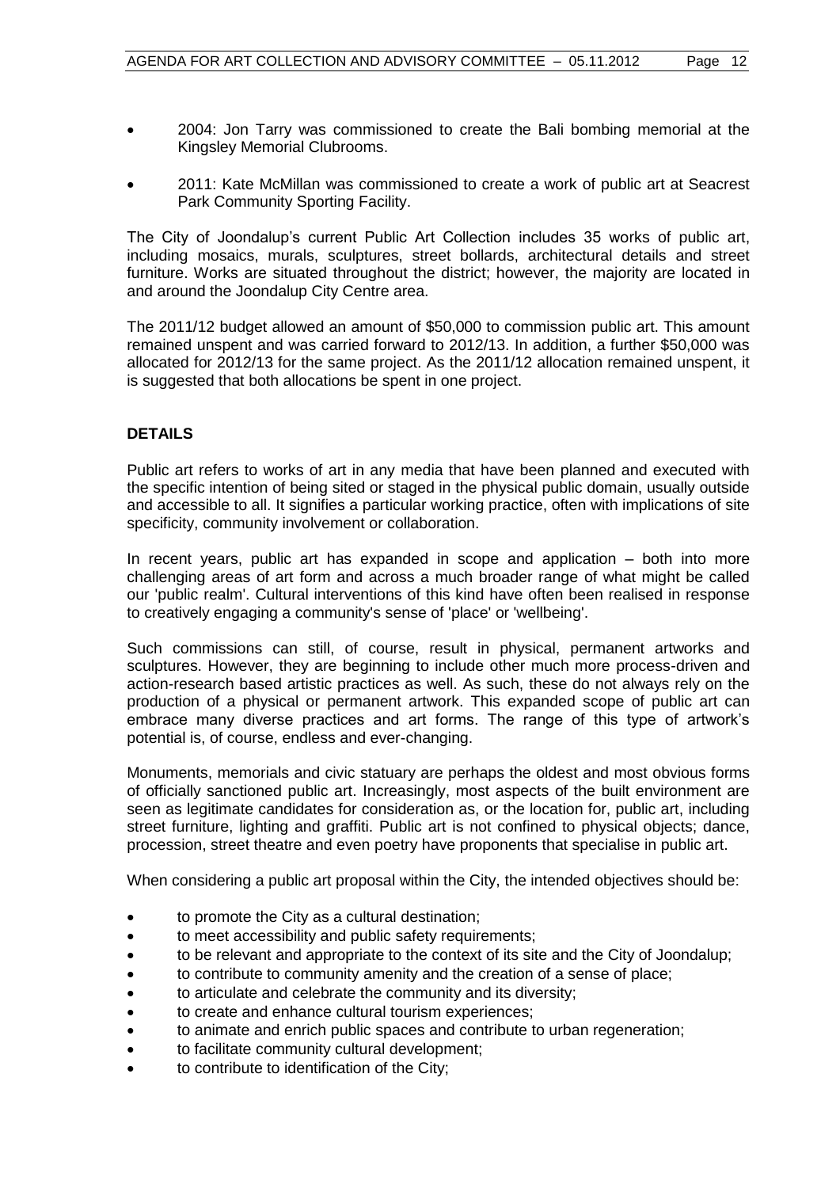- 2004: Jon Tarry was commissioned to create the Bali bombing memorial at the Kingsley Memorial Clubrooms.
- 2011: Kate McMillan was commissioned to create a work of public art at Seacrest Park Community Sporting Facility.

The City of Joondalup's current Public Art Collection includes 35 works of public art, including mosaics, murals, sculptures, street bollards, architectural details and street furniture. Works are situated throughout the district; however, the majority are located in and around the Joondalup City Centre area.

The 2011/12 budget allowed an amount of $50,000 to commission public art. This amount remained unspent and was carried forward to 2012/13. In addition, a further $50,000 was allocated for 2012/13 for the same project. As the 2011/12 allocation remained unspent, it is suggested that both allocations be spent in one project.

## DETAILS

Public art refers to works of art in any media that have been planned and executed with the specific intention of being sited or staged in the physical public domain, usually outside and accessible to all. It signifies a particular working practice, often with implications of site specificity, community involvement or collaboration.

In recent years, public art has expanded in scope and application – both into more challenging areas of art form and across a much broader range of what might be called our 'public realm'. Cultural interventions of this kind have often been realised in response to creatively engaging a community's sense of 'place' or 'wellbeing'.

Such commissions can still, of course, result in physical, permanent artworks and sculptures. However, they are beginning to include other much more process-driven and action-research based artistic practices as well. As such, these do not always rely on the production of a physical or permanent artwork. This expanded scope of public art can embrace many diverse practices and art forms. The range of this type of artwork's potential is, of course, endless and ever-changing.

Monuments, memorials and civic statuary are perhaps the oldest and most obvious forms of officially sanctioned public art. Increasingly, most aspects of the built environment are seen as legitimate candidates for consideration as, or the location for, public art, including street furniture, lighting and graffiti. Public art is not confined to physical objects; dance, procession, street theatre and even poetry have proponents that specialise in public art.

When considering a public art proposal within the City, the intended objectives should be:

- to promote the City as a cultural destination;
- to meet accessibility and public safety requirements;
- to be relevant and appropriate to the context of its site and the City of Joondalup;
- to contribute to community amenity and the creation of a sense of place;
- to articulate and celebrate the community and its diversity;
- to create and enhance cultural tourism experiences;
- to animate and enrich public spaces and contribute to urban regeneration;
- to facilitate community cultural development;
- to contribute to identification of the City;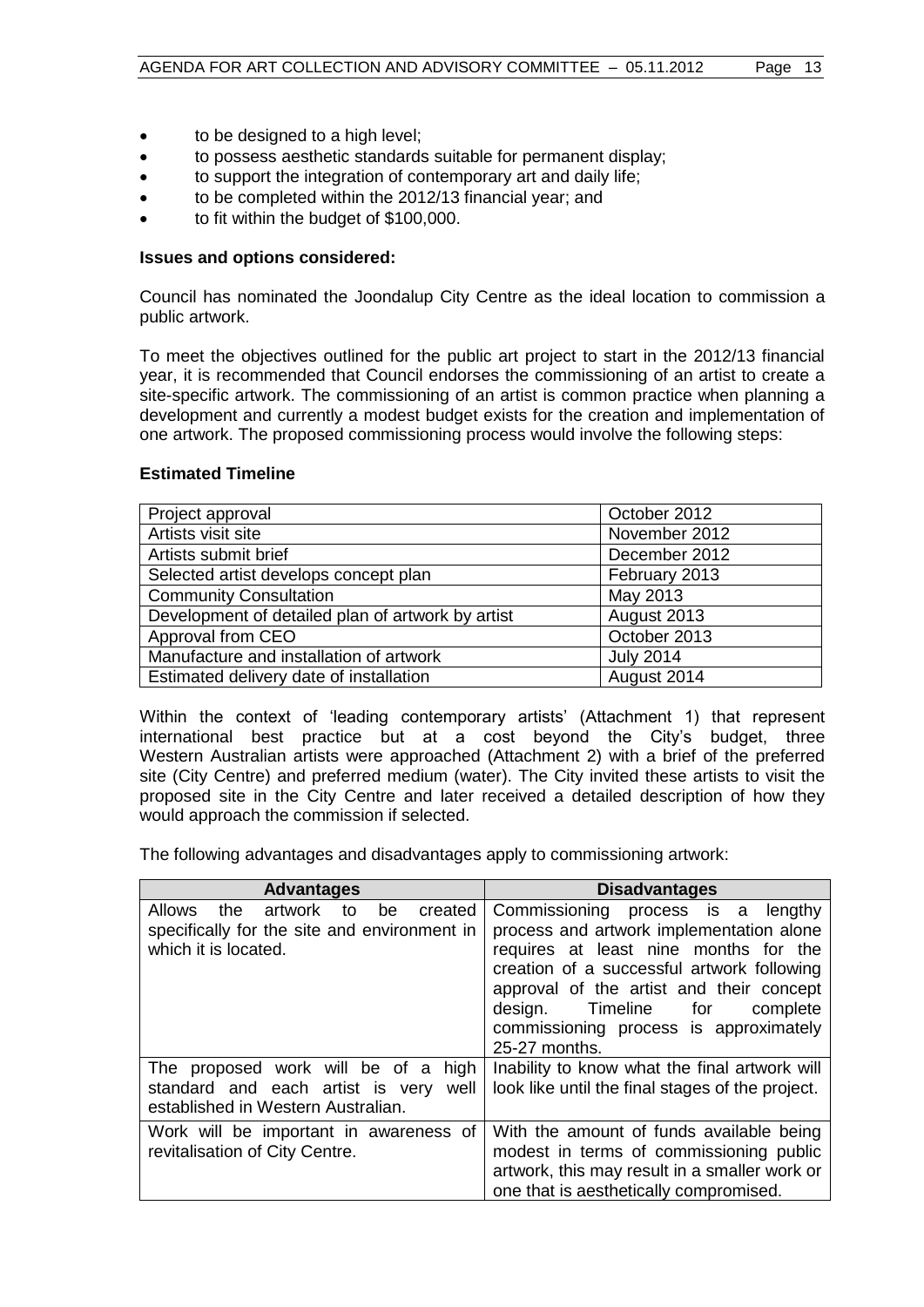- to be designed to a high level;
- to possess aesthetic standards suitable for permanent display;
- to support the integration of contemporary art and daily life;
- to be completed within the 2012/13 financial year; and
- to fit within the budget of $100,000.

**Issues and options considered:**

Council has nominated the Joondalup City Centre as the ideal location to commission a public artwork.

To meet the objectives outlined for the public art project to start in the 2012/13 financial year, it is recommended that Council endorses the commissioning of an artist to create a site-specific artwork. The commissioning of an artist is common practice when planning a development and currently a modest budget exists for the creation and implementation of one artwork. The proposed commissioning process would involve the following steps:

**Estimated Timeline**

| | |
|---|---|
| Project approval | October 2012 |
| Artists visit site | November 2012 |
| Artists submit brief | December 2012 |
| Selected artist develops concept plan | February 2013 |
| Community Consultation | May 2013 |
| Development of detailed plan of artwork by artist | August 2013 |
| Approval from CEO | October 2013 |
| Manufacture and installation of artwork | July 2014 |
| Estimated delivery date of installation | August 2014 |

Within the context of 'leading contemporary artists' (Attachment 1) that represent international best practice but at a cost beyond the City's budget, three Western Australian artists were approached (Attachment 2) with a brief of the preferred site (City Centre) and preferred medium (water). The City invited these artists to visit the proposed site in the City Centre and later received a detailed description of how they would approach the commission if selected.

The following advantages and disadvantages apply to commissioning artwork:

| Advantages | Disadvantages |
|---|---|
| Allows the artwork to be created specifically for the site and environment in which it is located. | Commissioning process is a lengthy process and artwork implementation alone requires at least nine months for the creation of a successful artwork following approval of the artist and their concept design. Timeline for complete commissioning process is approximately 25-27 months. |
| The proposed work will be of a high standard and each artist is very well established in Western Australian. | Inability to know what the final artwork will look like until the final stages of the project. |
| Work will be important in awareness of revitalisation of City Centre. | With the amount of funds available being modest in terms of commissioning public artwork, this may result in a smaller work or one that is aesthetically compromised. |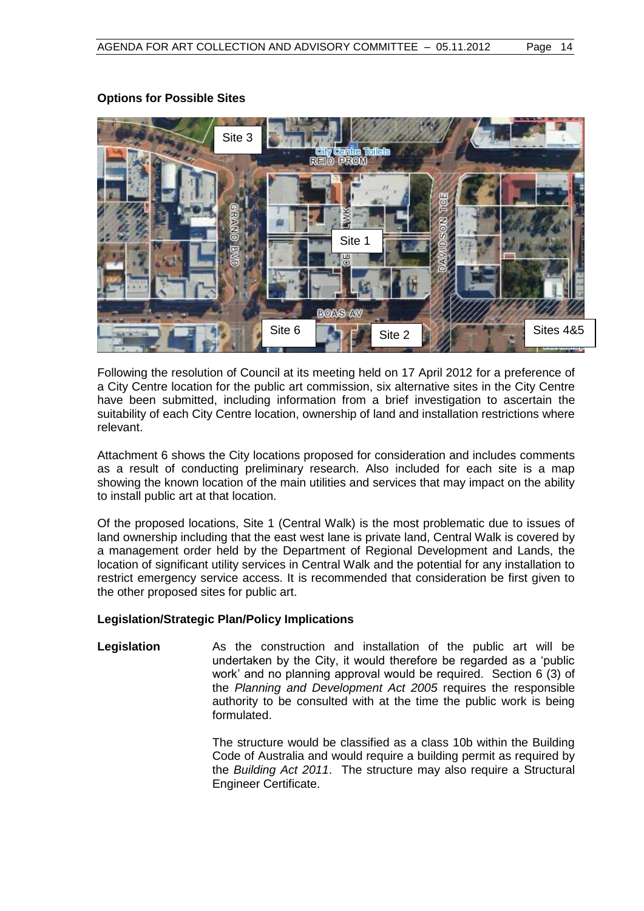**Options for Possible Sites**

Following the resolution of Council at its meeting held on 17 April 2012 for a preference of a City Centre location for the public art commission, six alternative sites in the City Centre have been submitted, including information from a brief investigation to ascertain the suitability of each City Centre location, ownership of land and installation restrictions where relevant.

Attachment 6 shows the City locations proposed for consideration and includes comments as a result of conducting preliminary research. Also included for each site is a map showing the known location of the main utilities and services that may impact on the ability to install public art at that location.

Of the proposed locations, Site 1 (Central Walk) is the most problematic due to issues of land ownership including that the east west lane is private land, Central Walk is covered by a management order held by the Department of Regional Development and Lands, the location of significant utility services in Central Walk and the potential for any installation to restrict emergency service access. It is recommended that consideration be first given to the other proposed sites for public art.

**Legislation/Strategic Plan/Policy Implications**

**Legislation** As the construction and installation of the public art will be undertaken by the City, it would therefore be regarded as a 'public work' and no planning approval would be required. Section 6 (3) of the *Planning and Development Act 2005* requires the responsible authority to be consulted with at the time the public work is being formulated.

The structure would be classified as a class 10b within the Building Code of Australia and would require a building permit as required by the *Building Act 2011*. The structure may also require a Structural Engineer Certificate.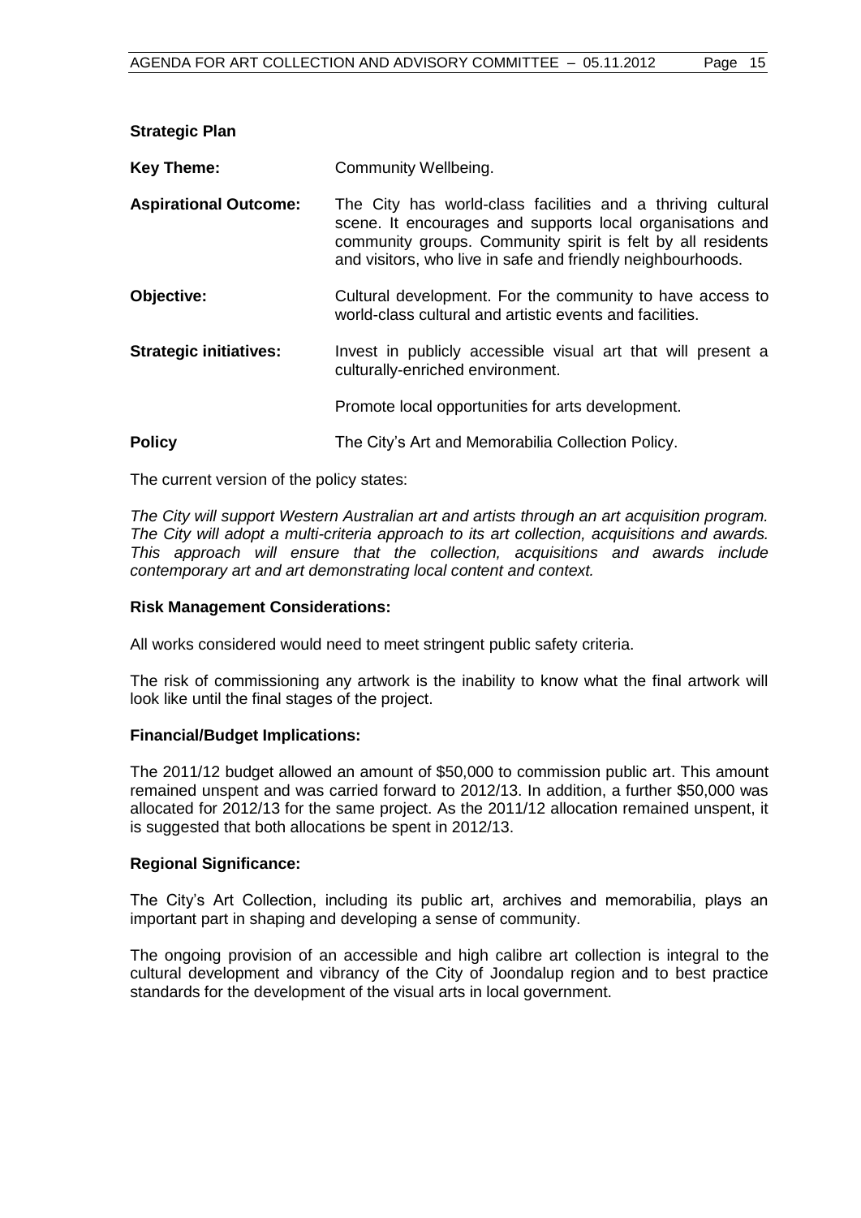**Strategic Plan**

**Key Theme:** Community Wellbeing.

**Aspirational Outcome:** The City has world-class facilities and a thriving cultural scene. It encourages and supports local organisations and community groups. Community spirit is felt by all residents and visitors, who live in safe and friendly neighbourhoods.

**Objective:** Cultural development. For the community to have access to world-class cultural and artistic events and facilities.

**Strategic initiatives:** Invest in publicly accessible visual art that will present a culturally-enriched environment.

Promote local opportunities for arts development.

**Policy** The City's Art and Memorabilia Collection Policy.

The current version of the policy states:

*The City will support Western Australian art and artists through an art acquisition program. The City will adopt a multi-criteria approach to its art collection, acquisitions and awards. This approach will ensure that the collection, acquisitions and awards include contemporary art and art demonstrating local content and context.*

**Risk Management Considerations:**

All works considered would need to meet stringent public safety criteria.

The risk of commissioning any artwork is the inability to know what the final artwork will look like until the final stages of the project.

**Financial/Budget Implications:**

The 2011/12 budget allowed an amount of $50,000 to commission public art. This amount remained unspent and was carried forward to 2012/13. In addition, a further $50,000 was allocated for 2012/13 for the same project. As the 2011/12 allocation remained unspent, it is suggested that both allocations be spent in 2012/13.

**Regional Significance:**

The City's Art Collection, including its public art, archives and memorabilia, plays an important part in shaping and developing a sense of community.

The ongoing provision of an accessible and high calibre art collection is integral to the cultural development and vibrancy of the City of Joondalup region and to best practice standards for the development of the visual arts in local government.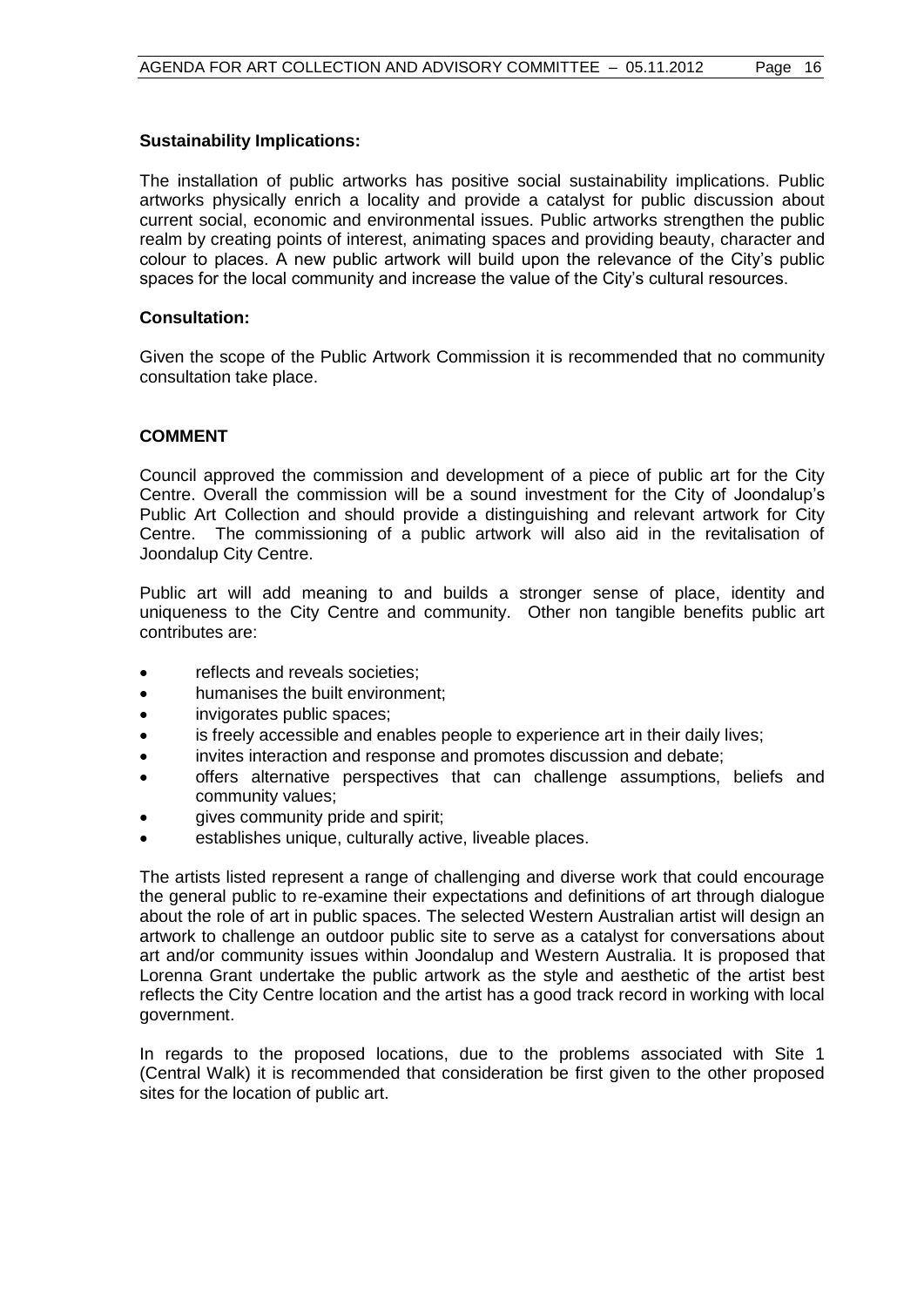**Sustainability Implications:**

The installation of public artworks has positive social sustainability implications. Public artworks physically enrich a locality and provide a catalyst for public discussion about current social, economic and environmental issues. Public artworks strengthen the public realm by creating points of interest, animating spaces and providing beauty, character and colour to places. A new public artwork will build upon the relevance of the City's public spaces for the local community and increase the value of the City's cultural resources.

**Consultation:**

Given the scope of the Public Artwork Commission it is recommended that no community consultation take place.

**COMMENT**

Council approved the commission and development of a piece of public art for the City Centre. Overall the commission will be a sound investment for the City of Joondalup's Public Art Collection and should provide a distinguishing and relevant artwork for City Centre. The commissioning of a public artwork will also aid in the revitalisation of Joondalup City Centre.

Public art will add meaning to and builds a stronger sense of place, identity and uniqueness to the City Centre and community. Other non tangible benefits public art contributes are:

- reflects and reveals societies;
- humanises the built environment;
- invigorates public spaces;
- is freely accessible and enables people to experience art in their daily lives;
- invites interaction and response and promotes discussion and debate;
- offers alternative perspectives that can challenge assumptions, beliefs and community values;
- gives community pride and spirit;
- establishes unique, culturally active, liveable places.

The artists listed represent a range of challenging and diverse work that could encourage the general public to re-examine their expectations and definitions of art through dialogue about the role of art in public spaces. The selected Western Australian artist will design an artwork to challenge an outdoor public site to serve as a catalyst for conversations about art and/or community issues within Joondalup and Western Australia. It is proposed that Lorenna Grant undertake the public artwork as the style and aesthetic of the artist best reflects the City Centre location and the artist has a good track record in working with local government.

In regards to the proposed locations, due to the problems associated with Site 1 (Central Walk) it is recommended that consideration be first given to the other proposed sites for the location of public art.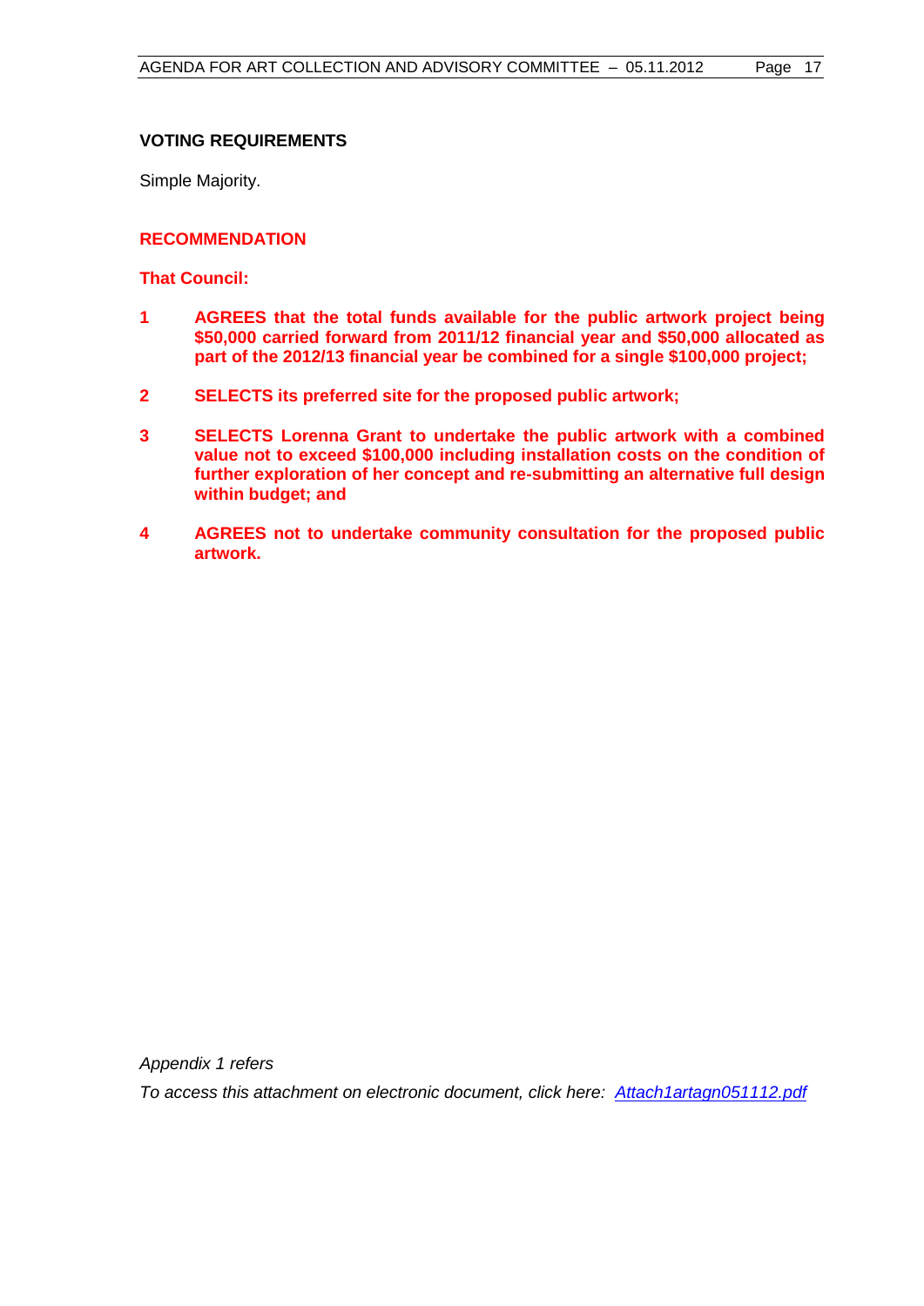### VOTING REQUIREMENTS

Simple Majority.

### RECOMMENDATION

**That Council:**

1. **AGREES that the total funds available for the public artwork project being $50,000 carried forward from 2011/12 financial year and $50,000 allocated as part of the 2012/13 financial year be combined for a single $100,000 project;**

2. **SELECTS its preferred site for the proposed public artwork;**

3. **SELECTS Lorenna Grant to undertake the public artwork with a combined value not to exceed $100,000 including installation costs on the condition of further exploration of her concept and re-submitting an alternative full design within budget; and**

4. **AGREES not to undertake community consultation for the proposed public artwork.**

*Appendix 1 refers*

*To access this attachment on electronic document, click here: Attach1artagn051112.pdf*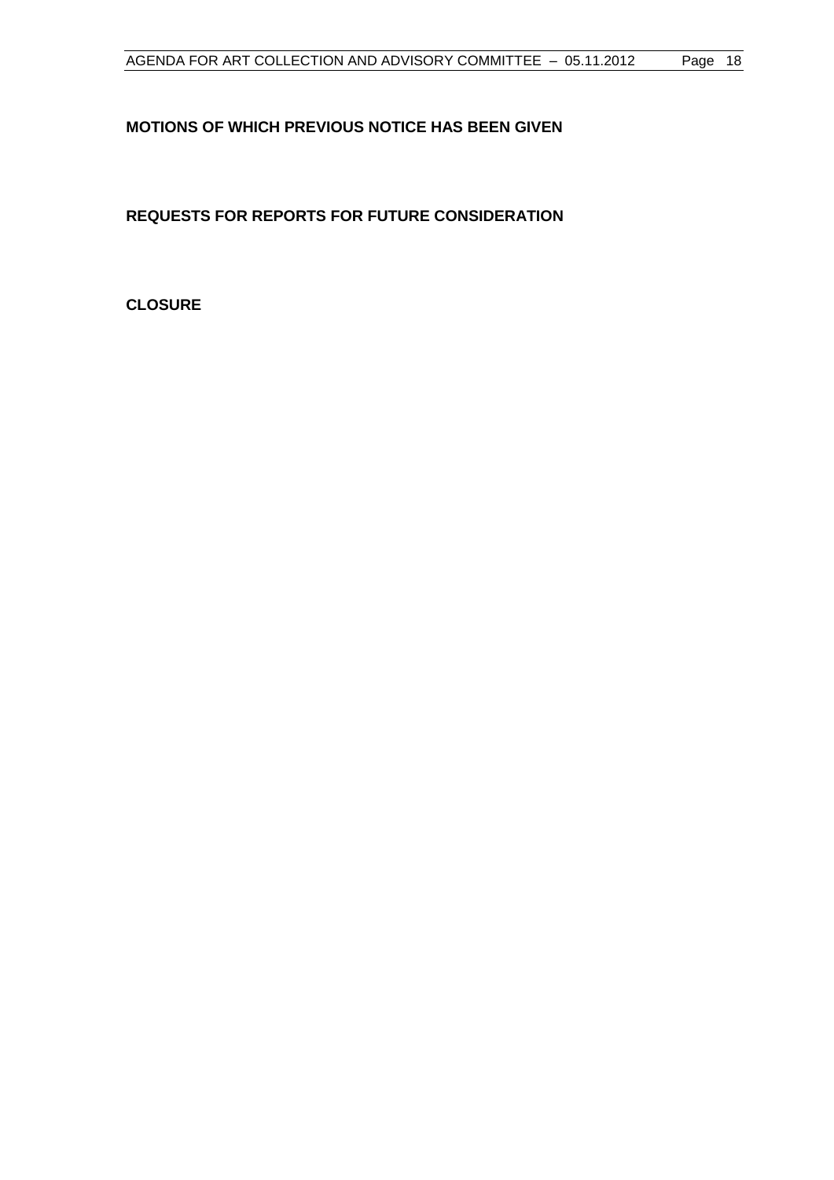**MOTIONS OF WHICH PREVIOUS NOTICE HAS BEEN GIVEN**

**REQUESTS FOR REPORTS FOR FUTURE CONSIDERATION**

**CLOSURE**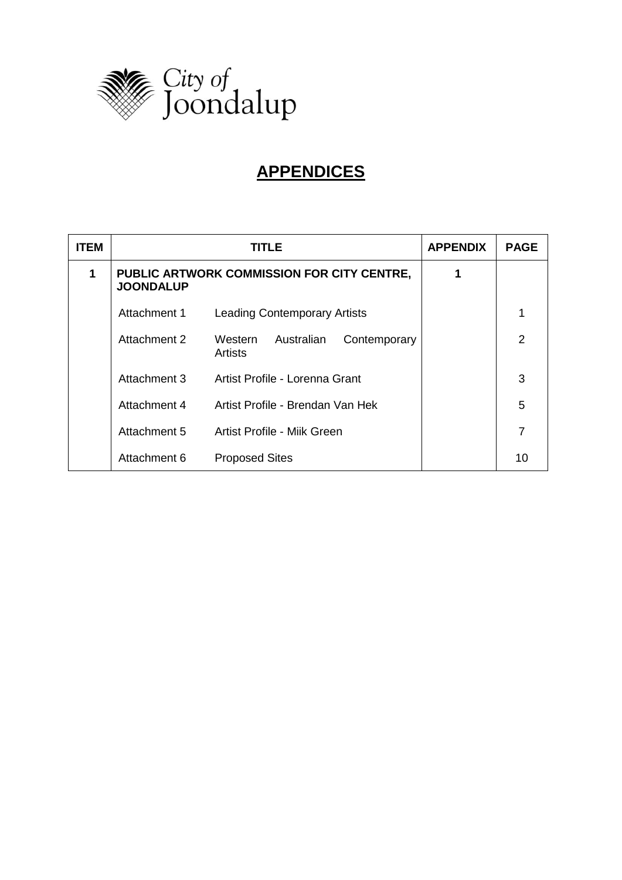City of Joondalup

# APPENDICES

| ITEM | TITLE | | APPENDIX | PAGE |
|---|---|---|---|---|
| 1 | **PUBLIC ARTWORK COMMISSION FOR CITY CENTRE, JOONDALUP** | | 1 | |
| | Attachment 1 | Leading Contemporary Artists | | 1 |
| | Attachment 2 | Western Australian Contemporary Artists | | 2 |
| | Attachment 3 | Artist Profile - Lorenna Grant | | 3 |
| | Attachment 4 | Artist Profile - Brendan Van Hek | | 5 |
| | Attachment 5 | Artist Profile - Miik Green | | 7 |
| | Attachment 6 | Proposed Sites | | 10 |